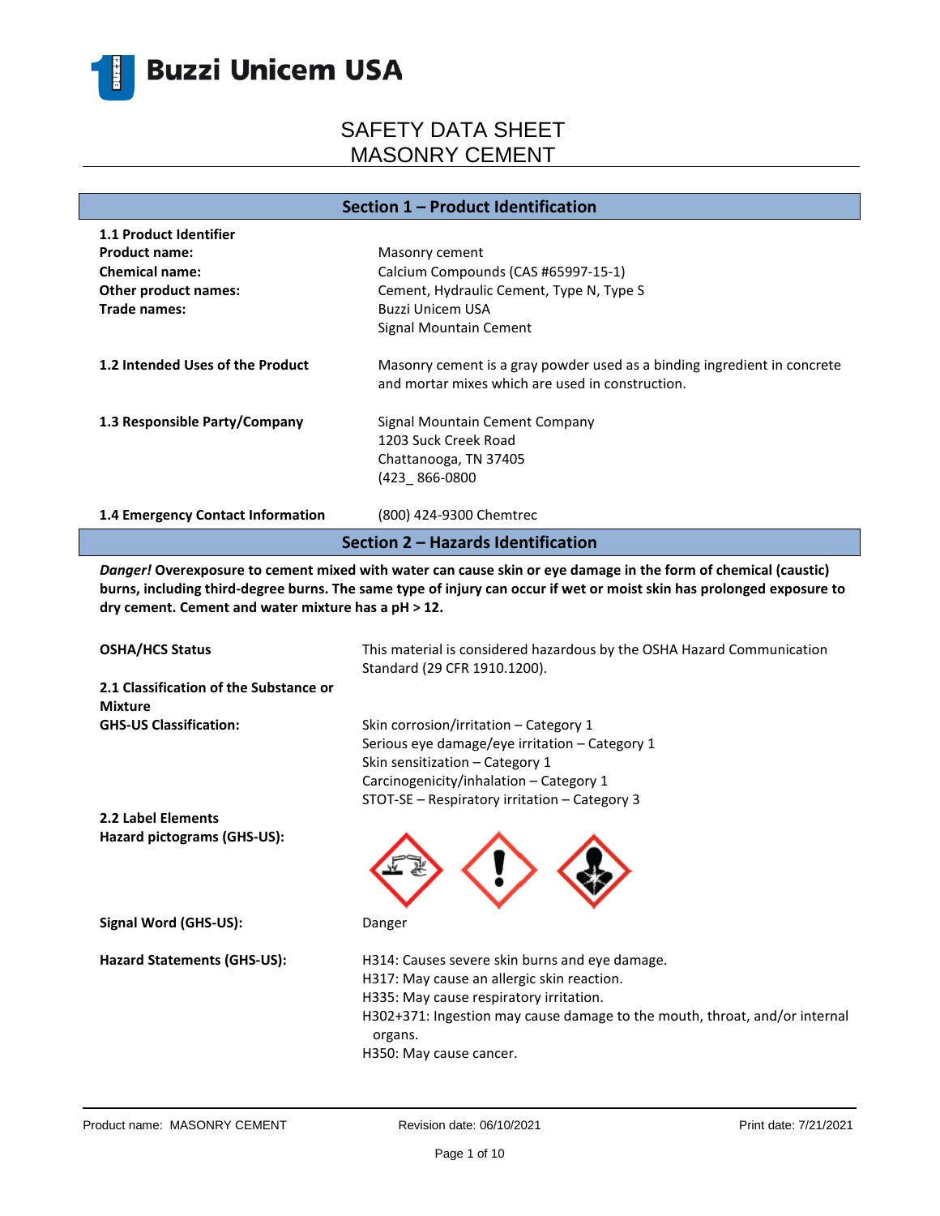Buzzi Unicem USA

# SAFETY DATA SHEET
# MASONRY CEMENT

## Section 1 – Product Identification

| | |
|---|---|
| **1.1 Product Identifier** | |
| **Product name:** | Masonry cement |
| **Chemical name:** | Calcium Compounds (CAS #65997-15-1) |
| **Other product names:** | Cement, Hydraulic Cement, Type N, Type S |
| **Trade names:** | Buzzi Unicem USA<br>Signal Mountain Cement |
| **1.2 Intended Uses of the Product** | Masonry cement is a gray powder used as a binding ingredient in concrete and mortar mixes which are used in construction. |
| **1.3 Responsible Party/Company** | Signal Mountain Cement Company<br>1203 Suck Creek Road<br>Chattanooga, TN 37405<br>(423_ 866-0800 |
| **1.4 Emergency Contact Information** | (800) 424-9300 Chemtrec |

## Section 2 – Hazards Identification

***Danger!* Overexposure to cement mixed with water can cause skin or eye damage in the form of chemical (caustic) burns, including third-degree burns. The same type of injury can occur if wet or moist skin has prolonged exposure to dry cement. Cement and water mixture has a pH > 12.**

| | |
|---|---|
| **OSHA/HCS Status** | This material is considered hazardous by the OSHA Hazard Communication Standard (29 CFR 1910.1200). |
| **2.1 Classification of the Substance or Mixture** | |
| **GHS-US Classification:** | Skin corrosion/irritation – Category 1<br>Serious eye damage/eye irritation – Category 1<br>Skin sensitization – Category 1<br>Carcinogenicity/inhalation – Category 1<br>STOT-SE – Respiratory irritation – Category 3 |
| **2.2 Label Elements** | |
| **Hazard pictograms (GHS-US):** | |
| **Signal Word (GHS-US):** | Danger |
| **Hazard Statements (GHS-US):** | H314: Causes severe skin burns and eye damage.<br>H317: May cause an allergic skin reaction.<br>H335: May cause respiratory irritation.<br>H302+371: Ingestion may cause damage to the mouth, throat, and/or internal organs.<br>H350: May cause cancer. |

Product name: MASONRY CEMENT | Revision date: 06/10/2021 | Print date: 7/21/2021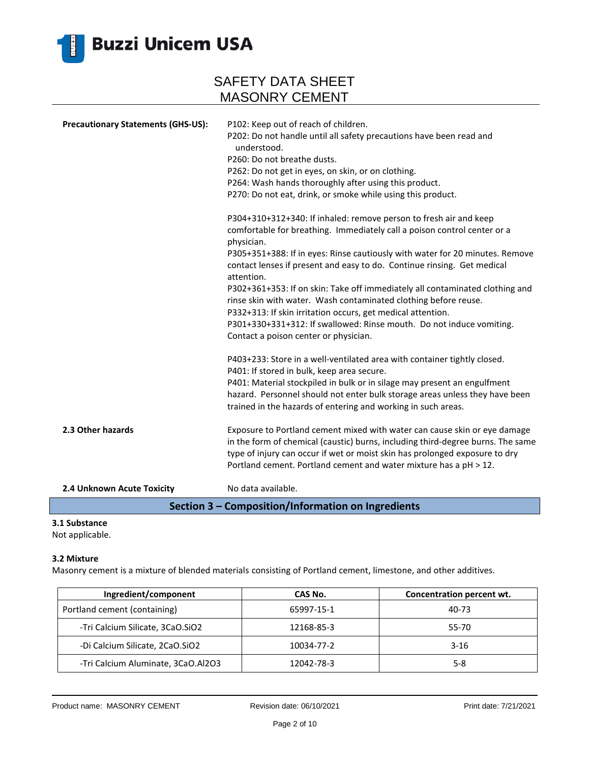**Precautionary Statements (GHS-US):**

P102: Keep out of reach of children.
P202: Do not handle until all safety precautions have been read and understood.
P260: Do not breathe dusts.
P262: Do not get in eyes, on skin, or on clothing.
P264: Wash hands thoroughly after using this product.
P270: Do not eat, drink, or smoke while using this product.

P304+310+312+340: If inhaled: remove person to fresh air and keep comfortable for breathing. Immediately call a poison control center or a physician.
P305+351+388: If in eyes: Rinse cautiously with water for 20 minutes. Remove contact lenses if present and easy to do. Continue rinsing. Get medical attention.
P302+361+353: If on skin: Take off immediately all contaminated clothing and rinse skin with water. Wash contaminated clothing before reuse.
P332+313: If skin irritation occurs, get medical attention.
P301+330+331+312: If swallowed: Rinse mouth. Do not induce vomiting. Contact a poison center or physician.

P403+233: Store in a well-ventilated area with container tightly closed.
P401: If stored in bulk, keep area secure.
P401: Material stockpiled in bulk or in silage may present an engulfment hazard. Personnel should not enter bulk storage areas unless they have been trained in the hazards of entering and working in such areas.

**2.3 Other hazards**

Exposure to Portland cement mixed with water can cause skin or eye damage in the form of chemical (caustic) burns, including third-degree burns. The same type of injury can occur if wet or moist skin has prolonged exposure to dry Portland cement. Portland cement and water mixture has a pH > 12.

**2.4 Unknown Acute Toxicity**

No data available.

## Section 3 – Composition/Information on Ingredients

**3.1 Substance**
Not applicable.

**3.2 Mixture**
Masonry cement is a mixture of blended materials consisting of Portland cement, limestone, and other additives.

| Ingredient/component | CAS No. | Concentration percent wt. |
|---|---|---|
| Portland cement (containing) | 65997-15-1 | 40-73 |
| -Tri Calcium Silicate, $3CaO.SiO_2$ | 12168-85-3 | 55-70 |
| -Di Calcium Silicate, $2CaO.SiO_2$ | 10034-77-2 | 3-16 |
| -Tri Calcium Aluminate, $3CaO.Al_2O_3$ | 12042-78-3 | 5-8 |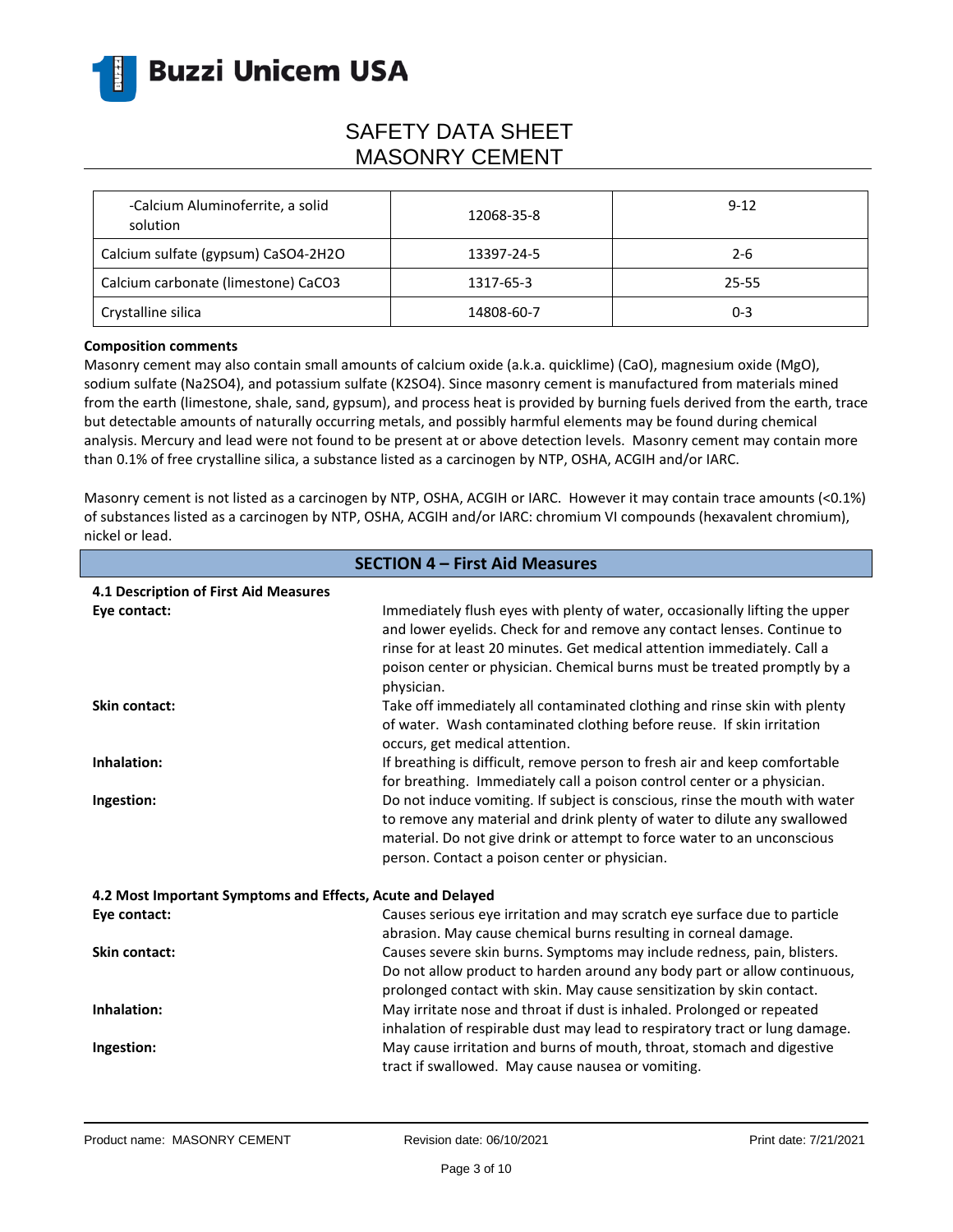| -Calcium Aluminoferrite, a solid solution | 12068-35-8 | 9-12 |
|---|---|---|
| Calcium sulfate (gypsum) $CaSO_4 \cdot 2H_2O$ | 13397-24-5 | 2-6 |
| Calcium carbonate (limestone) $CaCO_3$ | 1317-65-3 | 25-55 |
| Crystalline silica | 14808-60-7 | 0-3 |

**Composition comments**

Masonry cement may also contain small amounts of calcium oxide (a.k.a. quicklime) (CaO), magnesium oxide (MgO), sodium sulfate ($Na_2SO_4$), and potassium sulfate ($K_2SO_4$). Since masonry cement is manufactured from materials mined from the earth (limestone, shale, sand, gypsum), and process heat is provided by burning fuels derived from the earth, trace but detectable amounts of naturally occurring metals, and possibly harmful elements may be found during chemical analysis. Mercury and lead were not found to be present at or above detection levels. Masonry cement may contain more than 0.1% of free crystalline silica, a substance listed as a carcinogen by NTP, OSHA, ACGIH and/or IARC.

Masonry cement is not listed as a carcinogen by NTP, OSHA, ACGIH or IARC. However it may contain trace amounts (<0.1%) of substances listed as a carcinogen by NTP, OSHA, ACGIH and/or IARC: chromium VI compounds (hexavalent chromium), nickel or lead.

## SECTION 4 – First Aid Measures

**4.1 Description of First Aid Measures**

**Eye contact:** Immediately flush eyes with plenty of water, occasionally lifting the upper and lower eyelids. Check for and remove any contact lenses. Continue to rinse for at least 20 minutes. Get medical attention immediately. Call a poison center or physician. Chemical burns must be treated promptly by a physician.

**Skin contact:** Take off immediately all contaminated clothing and rinse skin with plenty of water. Wash contaminated clothing before reuse. If skin irritation occurs, get medical attention.

**Inhalation:** If breathing is difficult, remove person to fresh air and keep comfortable for breathing. Immediately call a poison control center or a physician.

**Ingestion:** Do not induce vomiting. If subject is conscious, rinse the mouth with water to remove any material and drink plenty of water to dilute any swallowed material. Do not give drink or attempt to force water to an unconscious person. Contact a poison center or physician.

**4.2 Most Important Symptoms and Effects, Acute and Delayed**

**Eye contact:** Causes serious eye irritation and may scratch eye surface due to particle abrasion. May cause chemical burns resulting in corneal damage.

**Skin contact:** Causes severe skin burns. Symptoms may include redness, pain, blisters. Do not allow product to harden around any body part or allow continuous, prolonged contact with skin. May cause sensitization by skin contact.

**Inhalation:** May irritate nose and throat if dust is inhaled. Prolonged or repeated inhalation of respirable dust may lead to respiratory tract or lung damage.

**Ingestion:** May cause irritation and burns of mouth, throat, stomach and digestive tract if swallowed. May cause nausea or vomiting.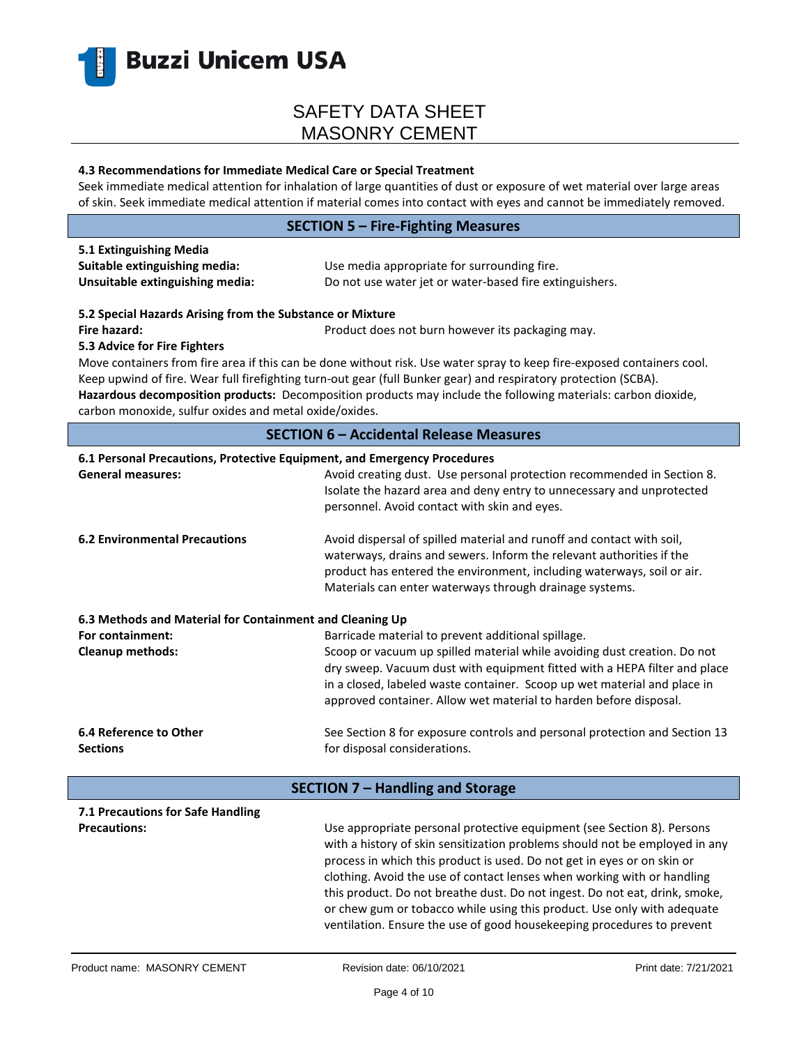### 4.3 Recommendations for Immediate Medical Care or Special Treatment

Seek immediate medical attention for inhalation of large quantities of dust or exposure of wet material over large areas of skin. Seek immediate medical attention if material comes into contact with eyes and cannot be immediately removed.

## SECTION 5 – Fire-Fighting Measures

**5.1 Extinguishing Media**

**Suitable extinguishing media:** Use media appropriate for surrounding fire.

**Unsuitable extinguishing media:** Do not use water jet or water-based fire extinguishers.

**5.2 Special Hazards Arising from the Substance or Mixture**

**Fire hazard:** Product does not burn however its packaging may.

**5.3 Advice for Fire Fighters**

Move containers from fire area if this can be done without risk. Use water spray to keep fire-exposed containers cool. Keep upwind of fire. Wear full firefighting turn-out gear (full Bunker gear) and respiratory protection (SCBA).

**Hazardous decomposition products:** Decomposition products may include the following materials: carbon dioxide, carbon monoxide, sulfur oxides and metal oxide/oxides.

## SECTION 6 – Accidental Release Measures

**6.1 Personal Precautions, Protective Equipment, and Emergency Procedures**

**General measures:** Avoid creating dust. Use personal protection recommended in Section 8. Isolate the hazard area and deny entry to unnecessary and unprotected personnel. Avoid contact with skin and eyes.

**6.2 Environmental Precautions** Avoid dispersal of spilled material and runoff and contact with soil, waterways, drains and sewers. Inform the relevant authorities if the product has entered the environment, including waterways, soil or air. Materials can enter waterways through drainage systems.

**6.3 Methods and Material for Containment and Cleaning Up**

**For containment:** Barricade material to prevent additional spillage.

**Cleanup methods:** Scoop or vacuum up spilled material while avoiding dust creation. Do not dry sweep. Vacuum dust with equipment fitted with a HEPA filter and place in a closed, labeled waste container. Scoop up wet material and place in approved container. Allow wet material to harden before disposal.

**6.4 Reference to Other Sections** See Section 8 for exposure controls and personal protection and Section 13 for disposal considerations.

## SECTION 7 – Handling and Storage

**7.1 Precautions for Safe Handling**

**Precautions:** Use appropriate personal protective equipment (see Section 8). Persons with a history of skin sensitization problems should not be employed in any process in which this product is used. Do not get in eyes or on skin or clothing. Avoid the use of contact lenses when working with or handling this product. Do not breathe dust. Do not ingest. Do not eat, drink, smoke, or chew gum or tobacco while using this product. Use only with adequate ventilation. Ensure the use of good housekeeping procedures to prevent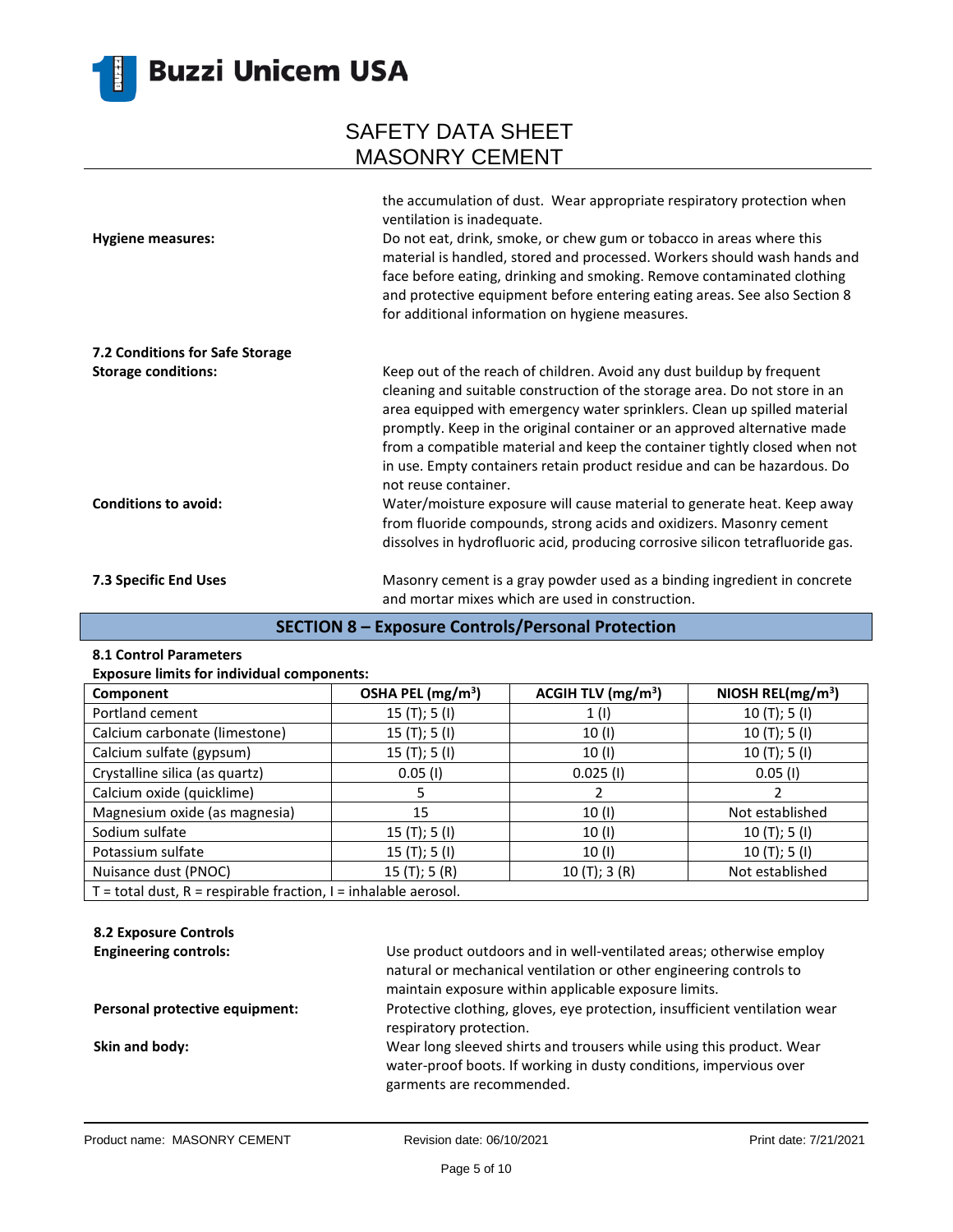the accumulation of dust. Wear appropriate respiratory protection when ventilation is inadequate.

**Hygiene measures:** Do not eat, drink, smoke, or chew gum or tobacco in areas where this material is handled, stored and processed. Workers should wash hands and face before eating, drinking and smoking. Remove contaminated clothing and protective equipment before entering eating areas. See also Section 8 for additional information on hygiene measures.

**7.2 Conditions for Safe Storage**

**Storage conditions:** Keep out of the reach of children. Avoid any dust buildup by frequent cleaning and suitable construction of the storage area. Do not store in an area equipped with emergency water sprinklers. Clean up spilled material promptly. Keep in the original container or an approved alternative made from a compatible material and keep the container tightly closed when not in use. Empty containers retain product residue and can be hazardous. Do not reuse container.

**Conditions to avoid:** Water/moisture exposure will cause material to generate heat. Keep away from fluoride compounds, strong acids and oxidizers. Masonry cement dissolves in hydrofluoric acid, producing corrosive silicon tetrafluoride gas.

**7.3 Specific End Uses** Masonry cement is a gray powder used as a binding ingredient in concrete and mortar mixes which are used in construction.

## SECTION 8 – Exposure Controls/Personal Protection

**8.1 Control Parameters**

**Exposure limits for individual components:**

| Component | OSHA PEL (mg/m$^3$) | ACGIH TLV (mg/m$^3$) | NIOSH REL(mg/m$^3$) |
|---|---|---|---|
| Portland cement | 15 (T); 5 (I) | 1 (I) | 10 (T); 5 (I) |
| Calcium carbonate (limestone) | 15 (T); 5 (I) | 10 (I) | 10 (T); 5 (I) |
| Calcium sulfate (gypsum) | 15 (T); 5 (I) | 10 (I) | 10 (T); 5 (I) |
| Crystalline silica (as quartz) | 0.05 (I) | 0.025 (I) | 0.05 (I) |
| Calcium oxide (quicklime) | 5 | 2 | 2 |
| Magnesium oxide (as magnesia) | 15 | 10 (I) | Not established |
| Sodium sulfate | 15 (T); 5 (I) | 10 (I) | 10 (T); 5 (I) |
| Potassium sulfate | 15 (T); 5 (I) | 10 (I) | 10 (T); 5 (I) |
| Nuisance dust (PNOC) | 15 (T); 5 (R) | 10 (T); 3 (R) | Not established |
| T = total dust, R = respirable fraction, I = inhalable aerosol. | | | |

**8.2 Exposure Controls**

**Engineering controls:** Use product outdoors and in well-ventilated areas; otherwise employ natural or mechanical ventilation or other engineering controls to maintain exposure within applicable exposure limits.

**Personal protective equipment:** Protective clothing, gloves, eye protection, insufficient ventilation wear respiratory protection.

**Skin and body:** Wear long sleeved shirts and trousers while using this product. Wear water-proof boots. If working in dusty conditions, impervious over garments are recommended.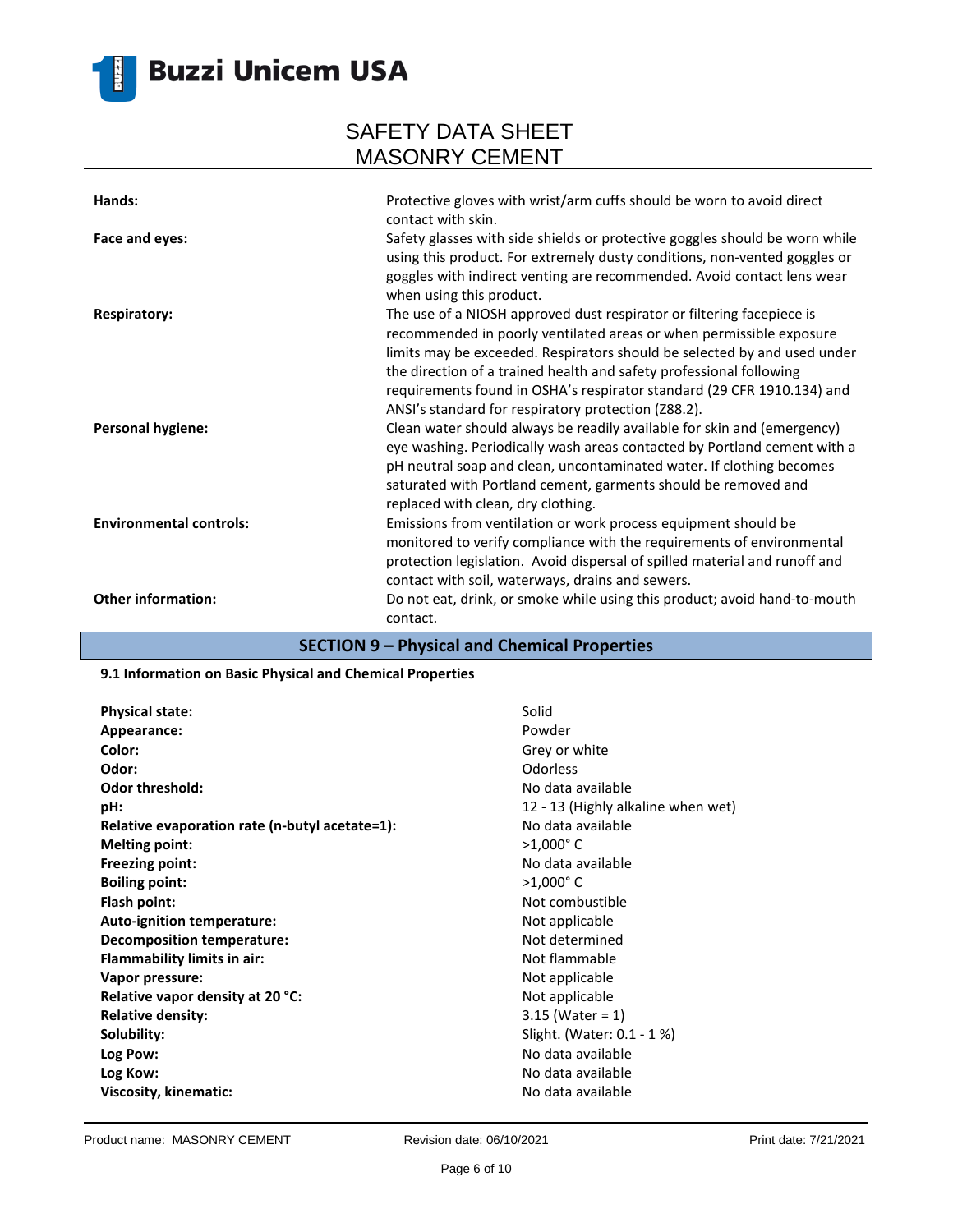| | |
|---|---|
| **Hands:** | Protective gloves with wrist/arm cuffs should be worn to avoid direct contact with skin. |
| **Face and eyes:** | Safety glasses with side shields or protective goggles should be worn while using this product. For extremely dusty conditions, non-vented goggles or goggles with indirect venting are recommended. Avoid contact lens wear when using this product. |
| **Respiratory:** | The use of a NIOSH approved dust respirator or filtering facepiece is recommended in poorly ventilated areas or when permissible exposure limits may be exceeded. Respirators should be selected by and used under the direction of a trained health and safety professional following requirements found in OSHA's respirator standard (29 CFR 1910.134) and ANSI's standard for respiratory protection (Z88.2). |
| **Personal hygiene:** | Clean water should always be readily available for skin and (emergency) eye washing. Periodically wash areas contacted by Portland cement with a pH neutral soap and clean, uncontaminated water. If clothing becomes saturated with Portland cement, garments should be removed and replaced with clean, dry clothing. |
| **Environmental controls:** | Emissions from ventilation or work process equipment should be monitored to verify compliance with the requirements of environmental protection legislation. Avoid dispersal of spilled material and runoff and contact with soil, waterways, drains and sewers. |
| **Other information:** | Do not eat, drink, or smoke while using this product; avoid hand-to-mouth contact. |

## SECTION 9 – Physical and Chemical Properties

### 9.1 Information on Basic Physical and Chemical Properties

| | |
|---|---|
| **Physical state:** | Solid |
| **Appearance:** | Powder |
| **Color:** | Grey or white |
| **Odor:** | Odorless |
| **Odor threshold:** | No data available |
| **pH:** | 12 - 13 (Highly alkaline when wet) |
| **Relative evaporation rate (n-butyl acetate=1):** | No data available |
| **Melting point:** | >1,000° C |
| **Freezing point:** | No data available |
| **Boiling point:** | >1,000° C |
| **Flash point:** | Not combustible |
| **Auto-ignition temperature:** | Not applicable |
| **Decomposition temperature:** | Not determined |
| **Flammability limits in air:** | Not flammable |
| **Vapor pressure:** | Not applicable |
| **Relative vapor density at 20 °C:** | Not applicable |
| **Relative density:** | 3.15 (Water = 1) |
| **Solubility:** | Slight. (Water: 0.1 - 1 %) |
| **Log Pow:** | No data available |
| **Log Kow:** | No data available |
| **Viscosity, kinematic:** | No data available |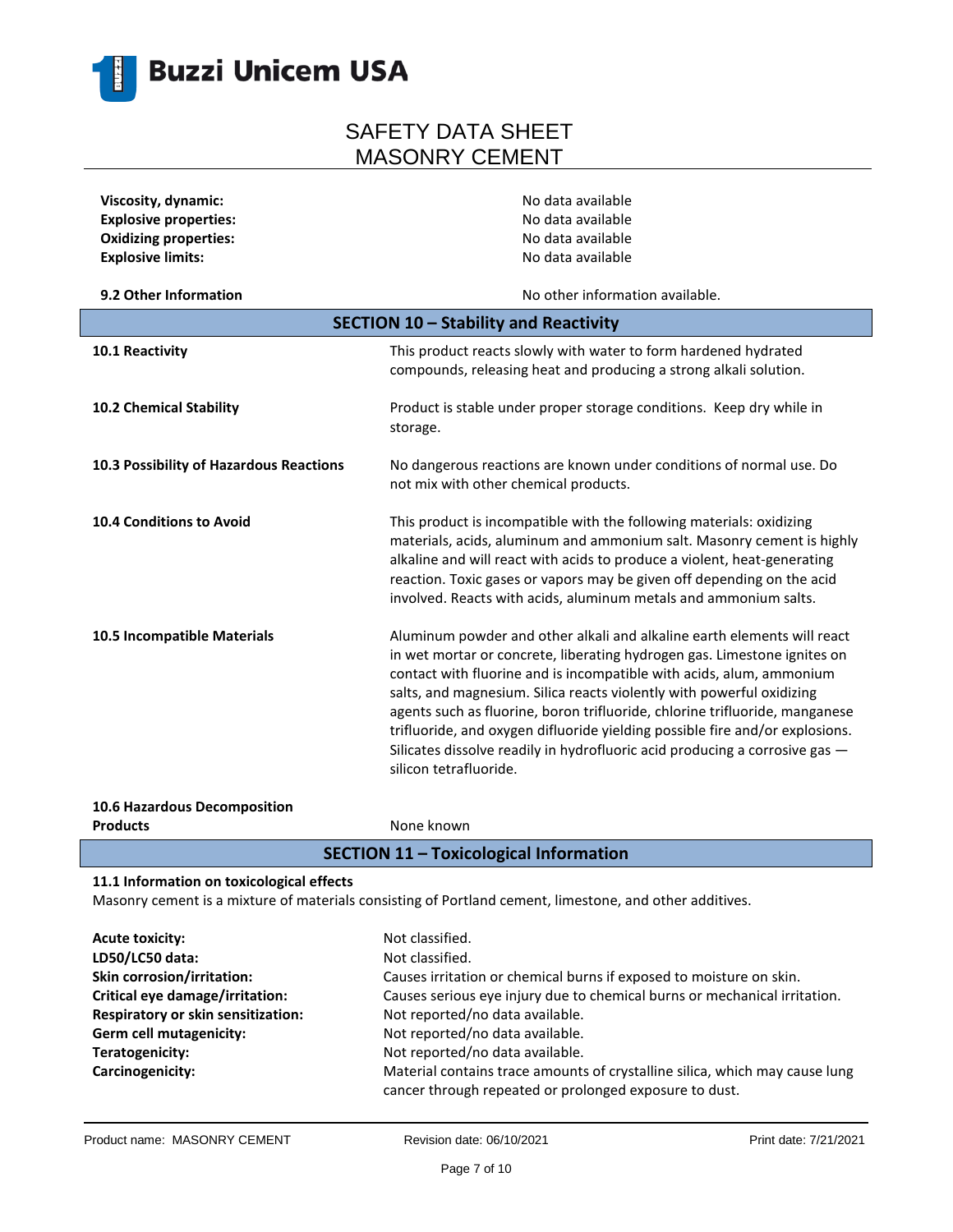**Viscosity, dynamic:** No data available
**Explosive properties:** No data available
**Oxidizing properties:** No data available
**Explosive limits:** No data available

**9.2 Other Information** No other information available.

## SECTION 10 – Stability and Reactivity

**10.1 Reactivity**
This product reacts slowly with water to form hardened hydrated compounds, releasing heat and producing a strong alkali solution.

**10.2 Chemical Stability**
Product is stable under proper storage conditions. Keep dry while in storage.

**10.3 Possibility of Hazardous Reactions**
No dangerous reactions are known under conditions of normal use. Do not mix with other chemical products.

**10.4 Conditions to Avoid**
This product is incompatible with the following materials: oxidizing materials, acids, aluminum and ammonium salt. Masonry cement is highly alkaline and will react with acids to produce a violent, heat-generating reaction. Toxic gases or vapors may be given off depending on the acid involved. Reacts with acids, aluminum metals and ammonium salts.

**10.5 Incompatible Materials**
Aluminum powder and other alkali and alkaline earth elements will react in wet mortar or concrete, liberating hydrogen gas. Limestone ignites on contact with fluorine and is incompatible with acids, alum, ammonium salts, and magnesium. Silica reacts violently with powerful oxidizing agents such as fluorine, boron trifluoride, chlorine trifluoride, manganese trifluoride, and oxygen difluoride yielding possible fire and/or explosions. Silicates dissolve readily in hydrofluoric acid producing a corrosive gas — silicon tetrafluoride.

**10.6 Hazardous Decomposition Products**
None known

## SECTION 11 – Toxicological Information

**11.1 Information on toxicological effects**
Masonry cement is a mixture of materials consisting of Portland cement, limestone, and other additives.

**Acute toxicity:** Not classified.
**LD50/LC50 data:** Not classified.
**Skin corrosion/irritation:** Causes irritation or chemical burns if exposed to moisture on skin.
**Critical eye damage/irritation:** Causes serious eye injury due to chemical burns or mechanical irritation.
**Respiratory or skin sensitization:** Not reported/no data available.
**Germ cell mutagenicity:** Not reported/no data available.
**Teratogenicity:** Not reported/no data available.
**Carcinogenicity:** Material contains trace amounts of crystalline silica, which may cause lung cancer through repeated or prolonged exposure to dust.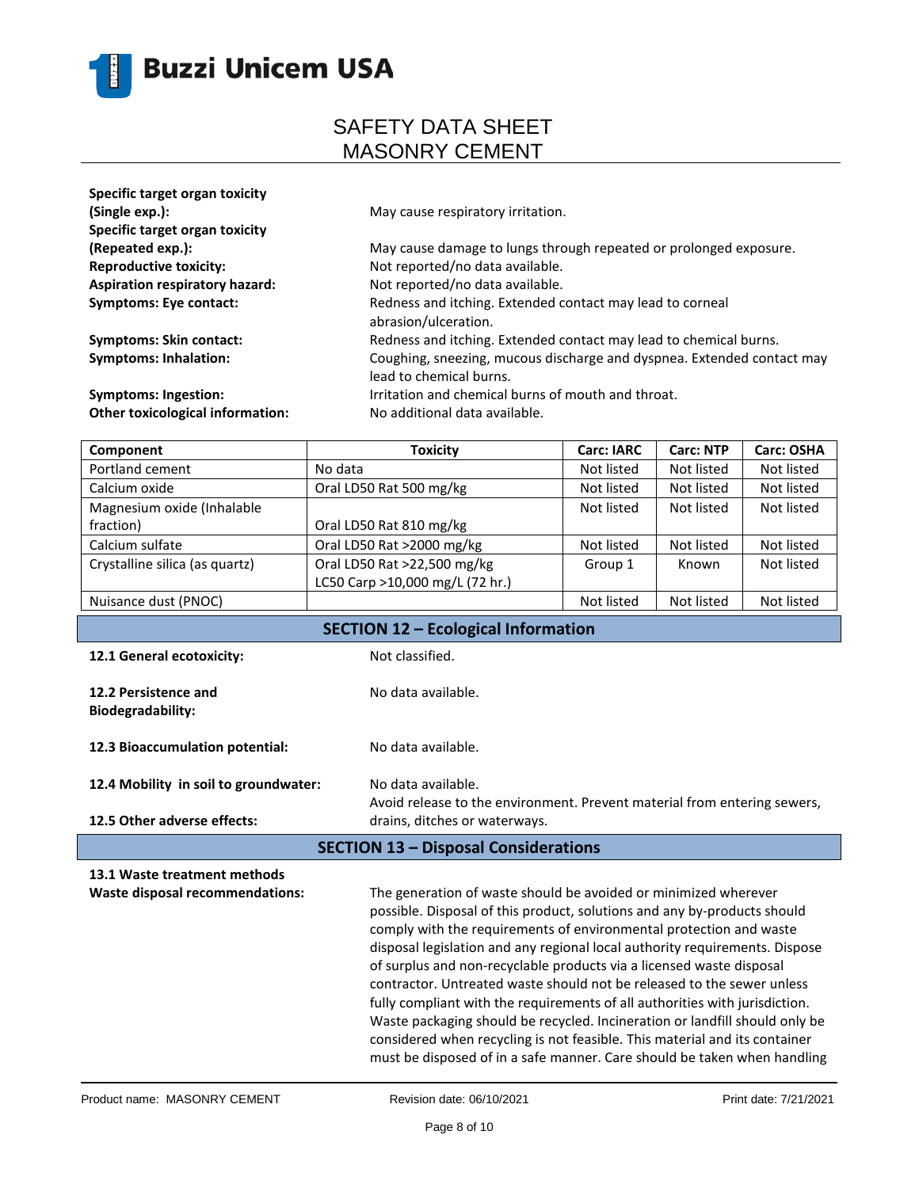**Specific target organ toxicity (Single exp.):** May cause respiratory irritation.

**Specific target organ toxicity (Repeated exp.):** May cause damage to lungs through repeated or prolonged exposure.

**Reproductive toxicity:** Not reported/no data available.

**Aspiration respiratory hazard:** Not reported/no data available.

**Symptoms: Eye contact:** Redness and itching. Extended contact may lead to corneal abrasion/ulceration.

**Symptoms: Skin contact:** Redness and itching. Extended contact may lead to chemical burns.

**Symptoms: Inhalation:** Coughing, sneezing, mucous discharge and dyspnea. Extended contact may lead to chemical burns.

**Symptoms: Ingestion:** Irritation and chemical burns of mouth and throat.

**Other toxicological information:** No additional data available.

| Component | Toxicity | Carc: IARC | Carc: NTP | Carc: OSHA |
|---|---|---|---|---|
| Portland cement | No data | Not listed | Not listed | Not listed |
| Calcium oxide | Oral LD50 Rat 500 mg/kg | Not listed | Not listed | Not listed |
| Magnesium oxide (Inhalable fraction) | Oral LD50 Rat 810 mg/kg | Not listed | Not listed | Not listed |
| Calcium sulfate | Oral LD50 Rat >2000 mg/kg | Not listed | Not listed | Not listed |
| Crystalline silica (as quartz) | Oral LD50 Rat >22,500 mg/kg LC50 Carp >10,000 mg/L (72 hr.) | Group 1 | Known | Not listed |
| Nuisance dust (PNOC) | | Not listed | Not listed | Not listed |

## SECTION 12 – Ecological Information

**12.1 General ecotoxicity:** Not classified.

**12.2 Persistence and Biodegradability:** No data available.

**12.3 Bioaccumulation potential:** No data available.

**12.4 Mobility in soil to groundwater:** No data available.

**12.5 Other adverse effects:** Avoid release to the environment. Prevent material from entering sewers, drains, ditches or waterways.

## SECTION 13 – Disposal Considerations

**13.1 Waste treatment methods**

**Waste disposal recommendations:** The generation of waste should be avoided or minimized wherever possible. Disposal of this product, solutions and any by-products should comply with the requirements of environmental protection and waste disposal legislation and any regional local authority requirements. Dispose of surplus and non-recyclable products via a licensed waste disposal contractor. Untreated waste should not be released to the sewer unless fully compliant with the requirements of all authorities with jurisdiction. Waste packaging should be recycled. Incineration or landfill should only be considered when recycling is not feasible. This material and its container must be disposed of in a safe manner. Care should be taken when handling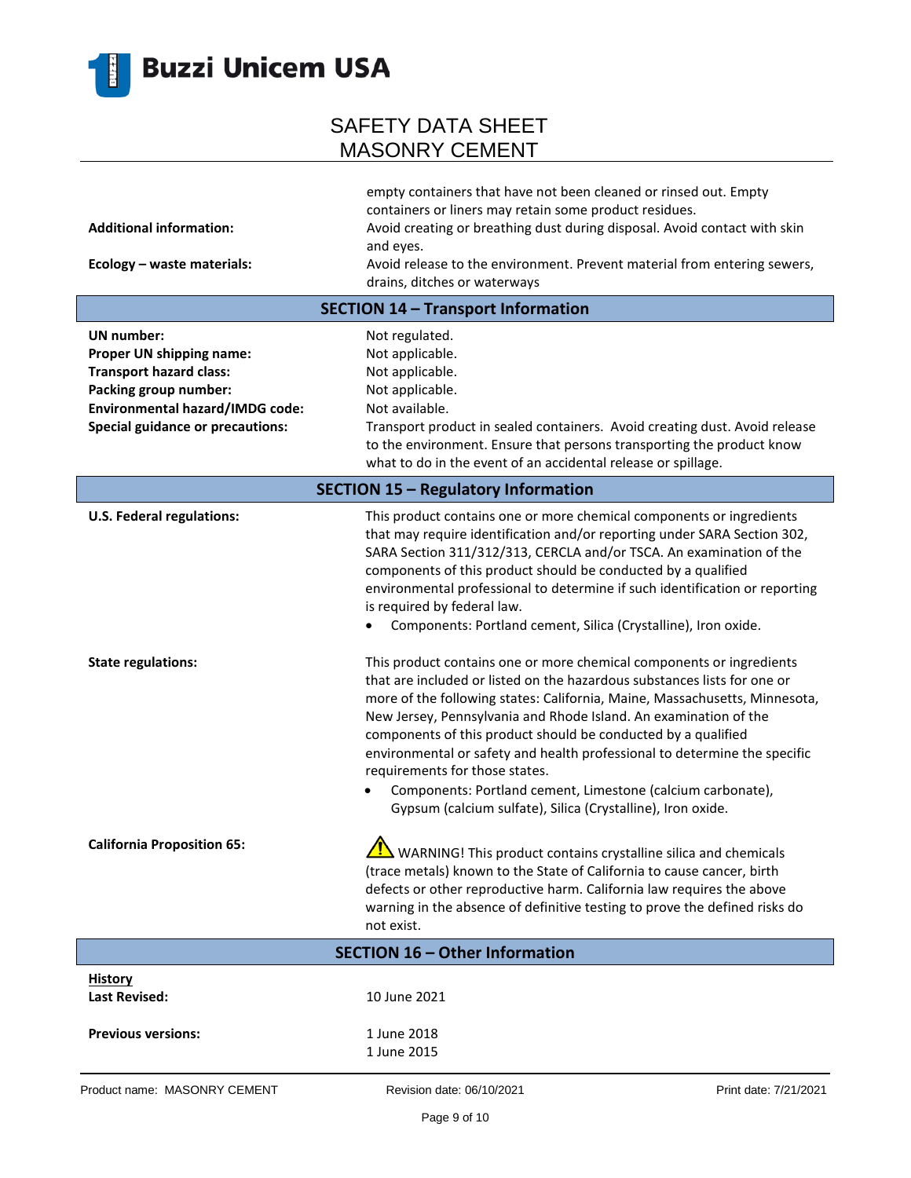|  | empty containers that have not been cleaned or rinsed out. Empty containers or liners may retain some product residues. |
|---|---|
| **Additional information:** | Avoid creating or breathing dust during disposal. Avoid contact with skin and eyes. |
| **Ecology – waste materials:** | Avoid release to the environment. Prevent material from entering sewers, drains, ditches or waterways |

## SECTION 14 – Transport Information

| | |
|---|---|
| **UN number:** | Not regulated. |
| **Proper UN shipping name:** | Not applicable. |
| **Transport hazard class:** | Not applicable. |
| **Packing group number:** | Not applicable. |
| **Environmental hazard/IMDG code:** | Not available. |
| **Special guidance or precautions:** | Transport product in sealed containers. Avoid creating dust. Avoid release to the environment. Ensure that persons transporting the product know what to do in the event of an accidental release or spillage. |

## SECTION 15 – Regulatory Information

**U.S. Federal regulations:**

This product contains one or more chemical components or ingredients that may require identification and/or reporting under SARA Section 302, SARA Section 311/312/313, CERCLA and/or TSCA. An examination of the components of this product should be conducted by a qualified environmental professional to determine if such identification or reporting is required by federal law.

- Components: Portland cement, Silica (Crystalline), Iron oxide.

**State regulations:**

This product contains one or more chemical components or ingredients that are included or listed on the hazardous substances lists for one or more of the following states: California, Maine, Massachusetts, Minnesota, New Jersey, Pennsylvania and Rhode Island. An examination of the components of this product should be conducted by a qualified environmental or safety and health professional to determine the specific requirements for those states.

- Components: Portland cement, Limestone (calcium carbonate), Gypsum (calcium sulfate), Silica (Crystalline), Iron oxide.

**California Proposition 65:**

⚠ WARNING! This product contains crystalline silica and chemicals (trace metals) known to the State of California to cause cancer, birth defects or other reproductive harm. California law requires the above warning in the absence of definitive testing to prove the defined risks do not exist.

## SECTION 16 – Other Information

<u>**History**</u>

| | |
|---|---|
| **Last Revised:** | 10 June 2021 |
| **Previous versions:** | 1 June 2018<br>1 June 2015 |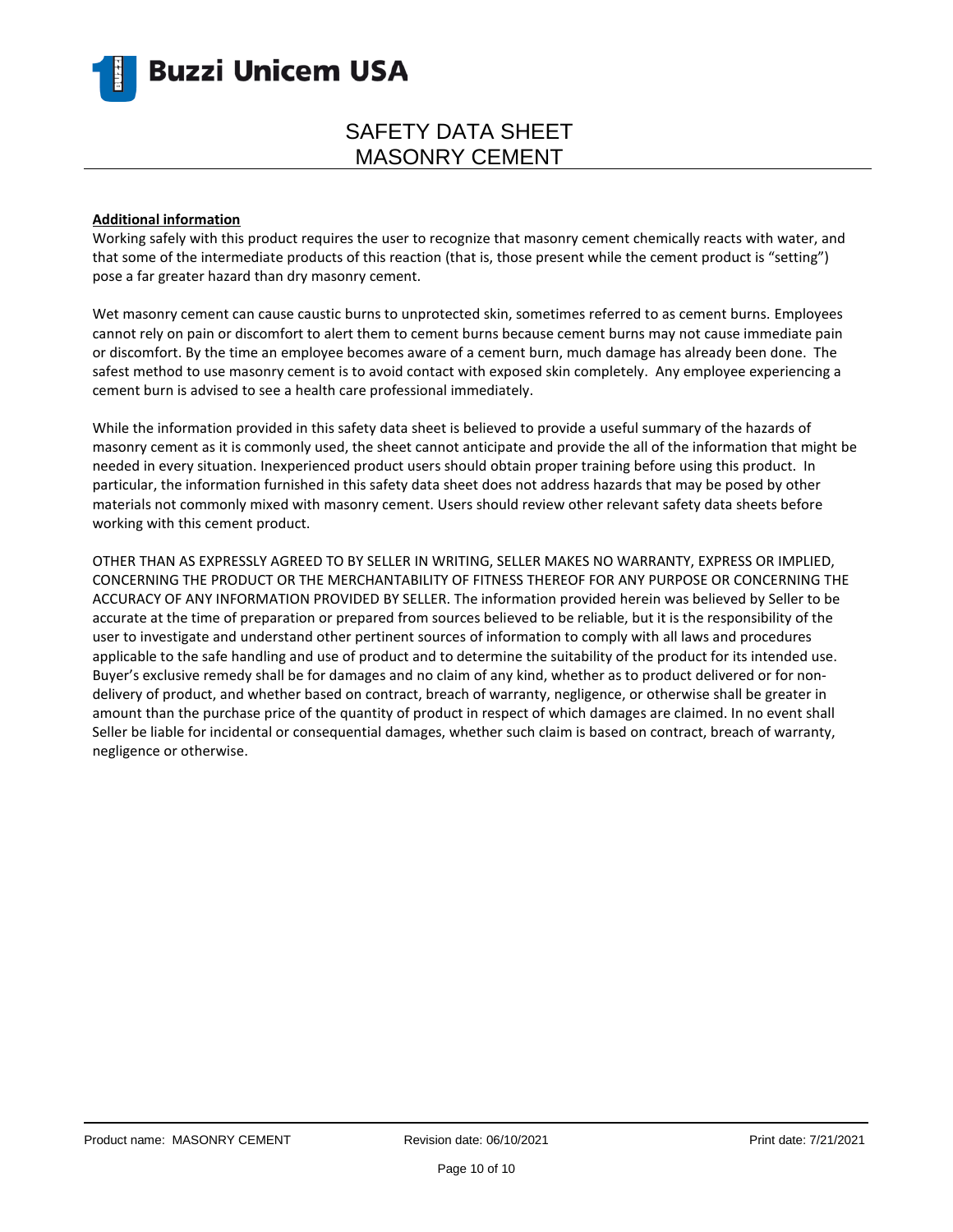#### **Additional information**

Working safely with this product requires the user to recognize that masonry cement chemically reacts with water, and that some of the intermediate products of this reaction (that is, those present while the cement product is "setting") pose a far greater hazard than dry masonry cement.

Wet masonry cement can cause caustic burns to unprotected skin, sometimes referred to as cement burns. Employees cannot rely on pain or discomfort to alert them to cement burns because cement burns may not cause immediate pain or discomfort. By the time an employee becomes aware of a cement burn, much damage has already been done. The safest method to use masonry cement is to avoid contact with exposed skin completely. Any employee experiencing a cement burn is advised to see a health care professional immediately.

While the information provided in this safety data sheet is believed to provide a useful summary of the hazards of masonry cement as it is commonly used, the sheet cannot anticipate and provide the all of the information that might be needed in every situation. Inexperienced product users should obtain proper training before using this product. In particular, the information furnished in this safety data sheet does not address hazards that may be posed by other materials not commonly mixed with masonry cement. Users should review other relevant safety data sheets before working with this cement product.

OTHER THAN AS EXPRESSLY AGREED TO BY SELLER IN WRITING, SELLER MAKES NO WARRANTY, EXPRESS OR IMPLIED, CONCERNING THE PRODUCT OR THE MERCHANTABILITY OF FITNESS THEREOF FOR ANY PURPOSE OR CONCERNING THE ACCURACY OF ANY INFORMATION PROVIDED BY SELLER. The information provided herein was believed by Seller to be accurate at the time of preparation or prepared from sources believed to be reliable, but it is the responsibility of the user to investigate and understand other pertinent sources of information to comply with all laws and procedures applicable to the safe handling and use of product and to determine the suitability of the product for its intended use. Buyer's exclusive remedy shall be for damages and no claim of any kind, whether as to product delivered or for non-delivery of product, and whether based on contract, breach of warranty, negligence, or otherwise shall be greater in amount than the purchase price of the quantity of product in respect of which damages are claimed. In no event shall Seller be liable for incidental or consequential damages, whether such claim is based on contract, breach of warranty, negligence or otherwise.